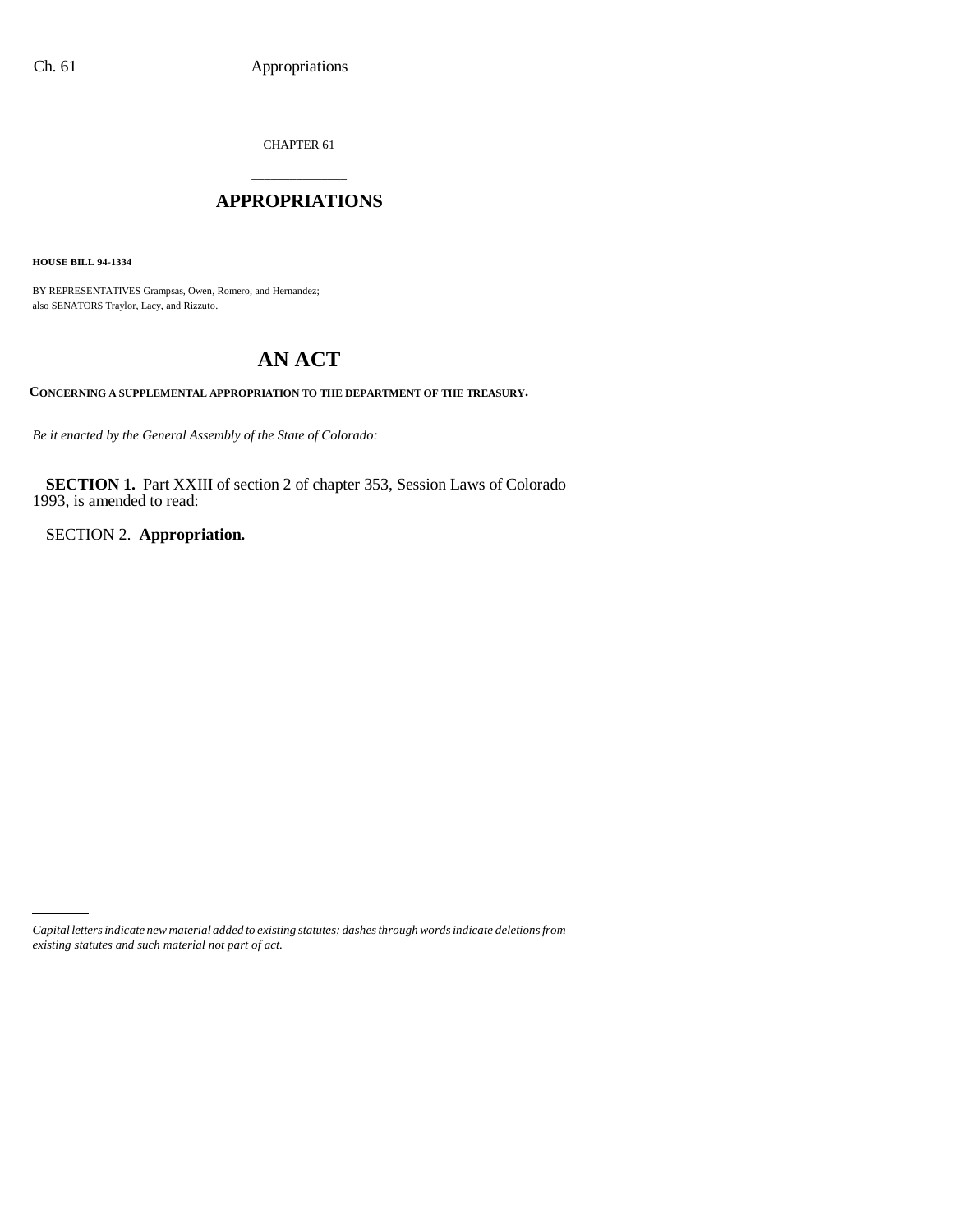CHAPTER 61

# APPROPRIATIONS

**HOUSE BILL 94-1334**

BY REPRESENTATIVES Grampsas, Owen, Romero, and Hernandez;
also SENATORS Traylor, Lacy, and Rizzuto.

# AN ACT

**CONCERNING A SUPPLEMENTAL APPROPRIATION TO THE DEPARTMENT OF THE TREASURY.**

*Be it enacted by the General Assembly of the State of Colorado:*

**SECTION 1.** Part XXIII of section 2 of chapter 353, Session Laws of Colorado 1993, is amended to read:

SECTION 2. **Appropriation.**

*Capital letters indicate new material added to existing statutes; dashes through words indicate deletions from existing statutes and such material not part of act.*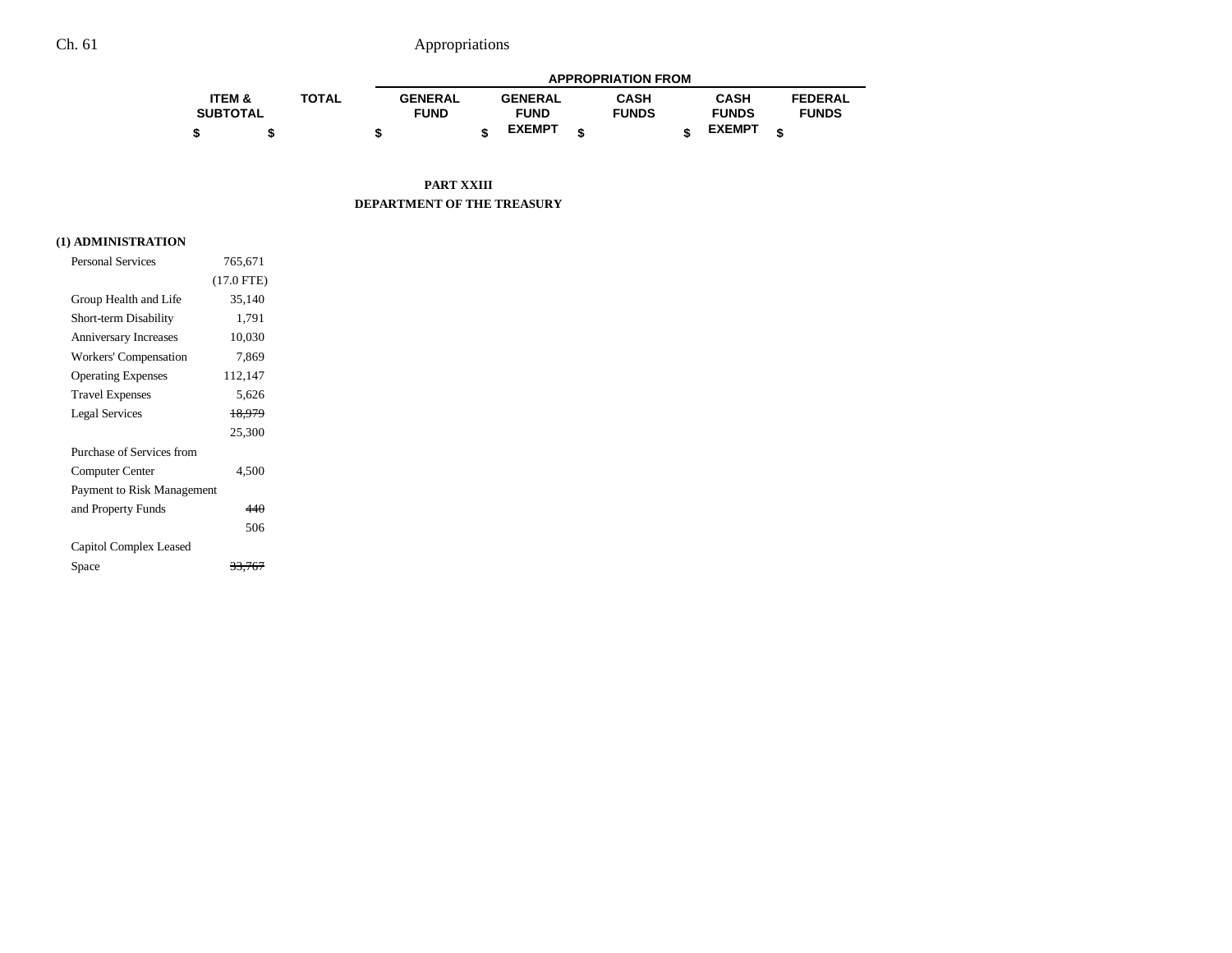|  | ITEM & SUBTOTAL | TOTAL | GENERAL FUND | GENERAL FUND EXEMPT | CASH FUNDS | CASH FUNDS EXEMPT | FEDERAL FUNDS |
|---|---|---|---|---|---|---|---|
|  |  |  | APPROPRIATION FROM |  |  |  |  |
|  | $ | $ | $ | $ | $ | $ | $ |

**PART XXIII**
**DEPARTMENT OF THE TREASURY**

**(1) ADMINISTRATION**

|  | ITEM & SUBTOTAL | TOTAL | GENERAL FUND | GENERAL FUND EXEMPT | CASH FUNDS | CASH FUNDS EXEMPT | FEDERAL FUNDS |
|---|---|---|---|---|---|---|---|
| Personal Services | 765,671 |  |  |  |  |  |  |
|  | (17.0 FTE) |  |  |  |  |  |  |
| Group Health and Life | 35,140 |  |  |  |  |  |  |
| Short-term Disability | 1,791 |  |  |  |  |  |  |
| Anniversary Increases | 10,030 |  |  |  |  |  |  |
| Workers' Compensation | 7,869 |  |  |  |  |  |  |
| Operating Expenses | 112,147 |  |  |  |  |  |  |
| Travel Expenses | 5,626 |  |  |  |  |  |  |
| Legal Services | ~~18,979~~ |  |  |  |  |  |  |
|  | 25,300 |  |  |  |  |  |  |
| Purchase of Services from Computer Center | 4,500 |  |  |  |  |  |  |
| Payment to Risk Management and Property Funds | ~~440~~ |  |  |  |  |  |  |
|  | 506 |  |  |  |  |  |  |
| Capitol Complex Leased Space | ~~33,767~~ |  |  |  |  |  |  |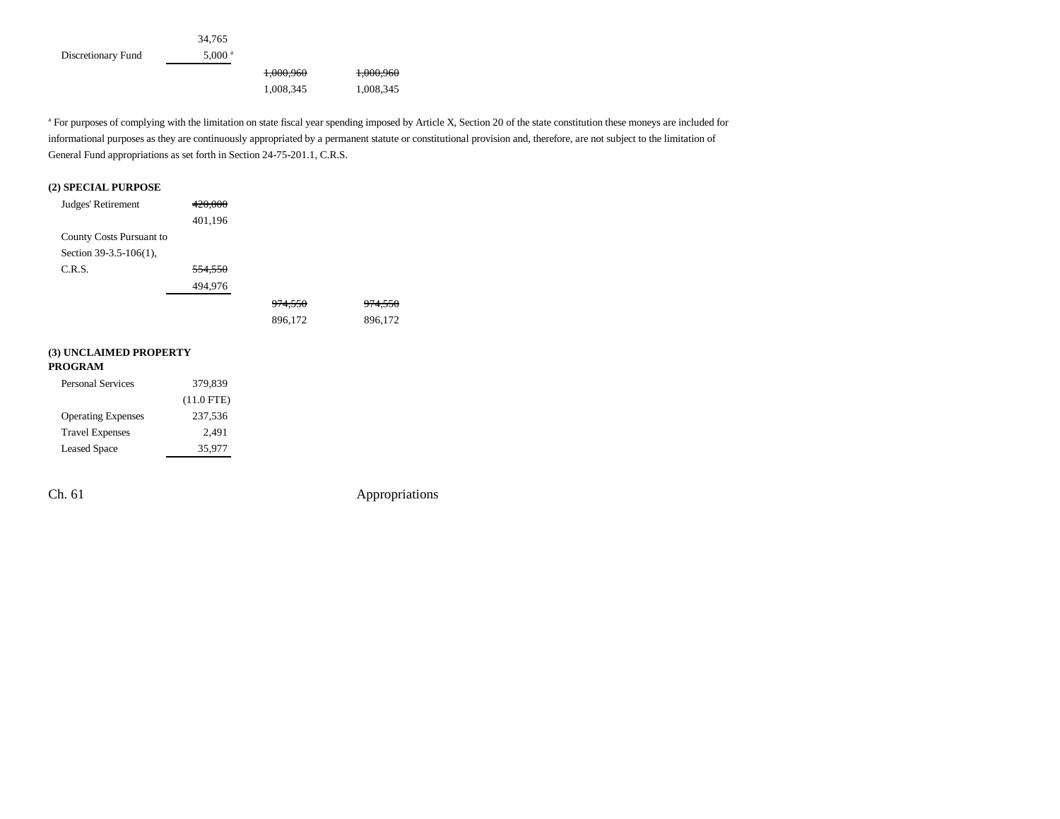| | | | |
|---|---|---|---|
| | 34,765 | | |
| Discretionary Fund | 5,000[a] | | |
| | | ~~1,000,960~~ | ~~1,000,960~~ |
| | | 1,008,345 | 1,008,345 |

[a] For purposes of complying with the limitation on state fiscal year spending imposed by Article X, Section 20 of the state constitution these moneys are included for informational purposes as they are continuously appropriated by a permanent statute or constitutional provision and, therefore, are not subject to the limitation of General Fund appropriations as set forth in Section 24-75-201.1, C.R.S.

**(2) SPECIAL PURPOSE**

| | | | |
|---|---|---|---|
| Judges' Retirement | ~~420,000~~ | | |
| | 401,196 | | |
| County Costs Pursuant to Section 39-3.5-106(1), C.R.S. | ~~554,550~~ | | |
| | 494,976 | | |
| | | ~~974,550~~ | ~~974,550~~ |
| | | 896,172 | 896,172 |

**(3) UNCLAIMED PROPERTY PROGRAM**

| | |
|---|---|
| Personal Services | 379,839 |
| | (11.0 FTE) |
| Operating Expenses | 237,536 |
| Travel Expenses | 2,491 |
| Leased Space | 35,977 |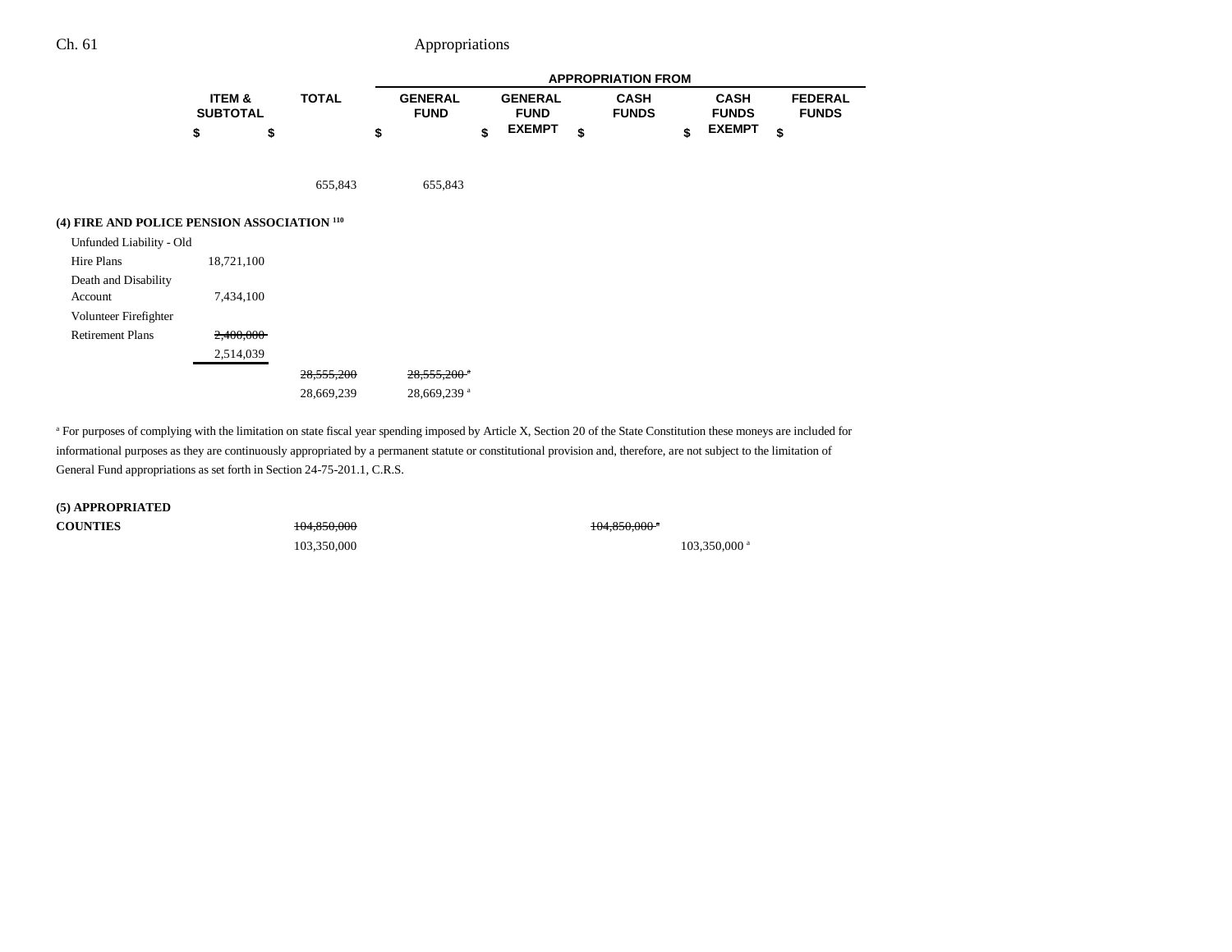| | ITEM & SUBTOTAL | TOTAL | GENERAL FUND | GENERAL FUND EXEMPT | CASH FUNDS | CASH FUNDS EXEMPT | FEDERAL FUNDS |
|---|---|---|---|---|---|---|---|
| | | | APPROPRIATION FROM | | | | |
| | $ | $ | $ | $ | $ | $ | $ |
| | | 655,843 | 655,843 | | | | |
| **(4) FIRE AND POLICE PENSION ASSOCIATION [110]** | | | | | | | |
| Unfunded Liability - Old Hire Plans | 18,721,100 | | | | | | |
| Death and Disability Account | 7,434,100 | | | | | | |
| Volunteer Firefighter Retirement Plans | ~~2,400,000~~ | | | | | | |
| | 2,514,039 | | | | | | |
| | | ~~28,555,200~~ | ~~28,555,200 [a]~~ | | | | |
| | | 28,669,239 | 28,669,239 [a] | | | | |

[a] For purposes of complying with the limitation on state fiscal year spending imposed by Article X, Section 20 of the State Constitution these moneys are included for informational purposes as they are continuously appropriated by a permanent statute or constitutional provision and, therefore, are not subject to the limitation of General Fund appropriations as set forth in Section 24-75-201.1, C.R.S.

| | ITEM & SUBTOTAL | TOTAL | GENERAL FUND | GENERAL FUND EXEMPT | CASH FUNDS | CASH FUNDS EXEMPT | FEDERAL FUNDS |
|---|---|---|---|---|---|---|---|
| **(5) APPROPRIATED COUNTIES** | | ~~104,850,000~~ | | | ~~104,850,000 [a]~~ | | |
| | | 103,350,000 | | | | 103,350,000 [a] | |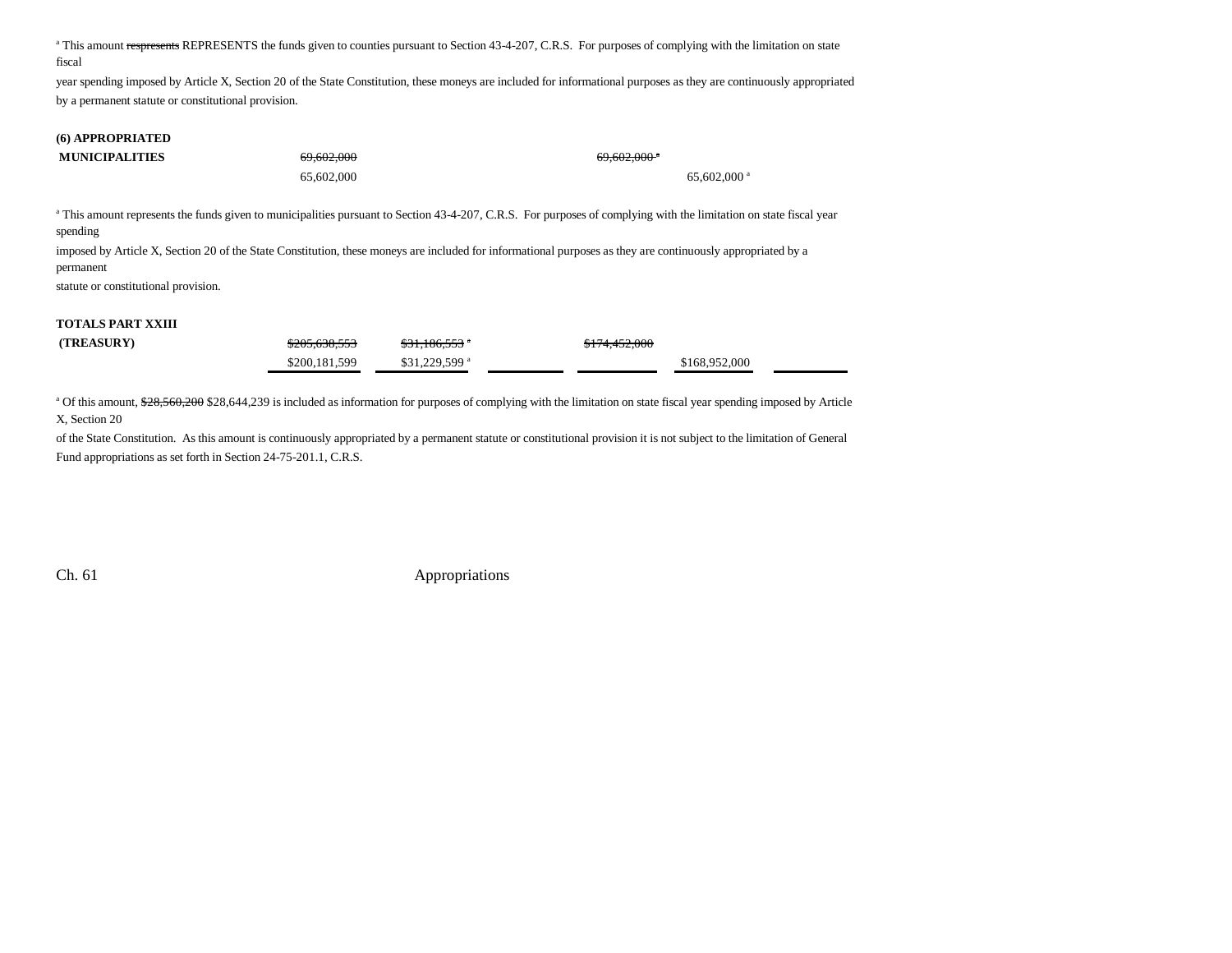[a] This amount ~~respresents~~ REPRESENTS the funds given to counties pursuant to Section 43-4-207, C.R.S. For purposes of complying with the limitation on state fiscal year spending imposed by Article X, Section 20 of the State Constitution, these moneys are included for informational purposes as they are continuously appropriated by a permanent statute or constitutional provision.

| | | | | | | |
|---|---|---|---|---|---|---|
| **(6) APPROPRIATED MUNICIPALITIES** | ~~69,602,000~~ | | | ~~69,602,000~~ [a] | | |
| | 65,602,000 | | | | 65,602,000 [a] | |

[a] This amount represents the funds given to municipalities pursuant to Section 43-4-207, C.R.S. For purposes of complying with the limitation on state fiscal year spending imposed by Article X, Section 20 of the State Constitution, these moneys are included for informational purposes as they are continuously appropriated by a permanent statute or constitutional provision.

| | | | | | | |
|---|---|---|---|---|---|---|
| **TOTALS PART XXIII (TREASURY)** | ~~$205,638,553~~ | ~~$31,186,553~~ [a] | | ~~$174,452,000~~ | | |
| | $200,181,599 | $31,229,599 [a] | | | $168,952,000 | |

[a] Of this amount, ~~$28,560,200~~ $28,644,239 is included as information for purposes of complying with the limitation on state fiscal year spending imposed by Article X, Section 20 of the State Constitution. As this amount is continuously appropriated by a permanent statute or constitutional provision it is not subject to the limitation of General Fund appropriations as set forth in Section 24-75-201.1, C.R.S.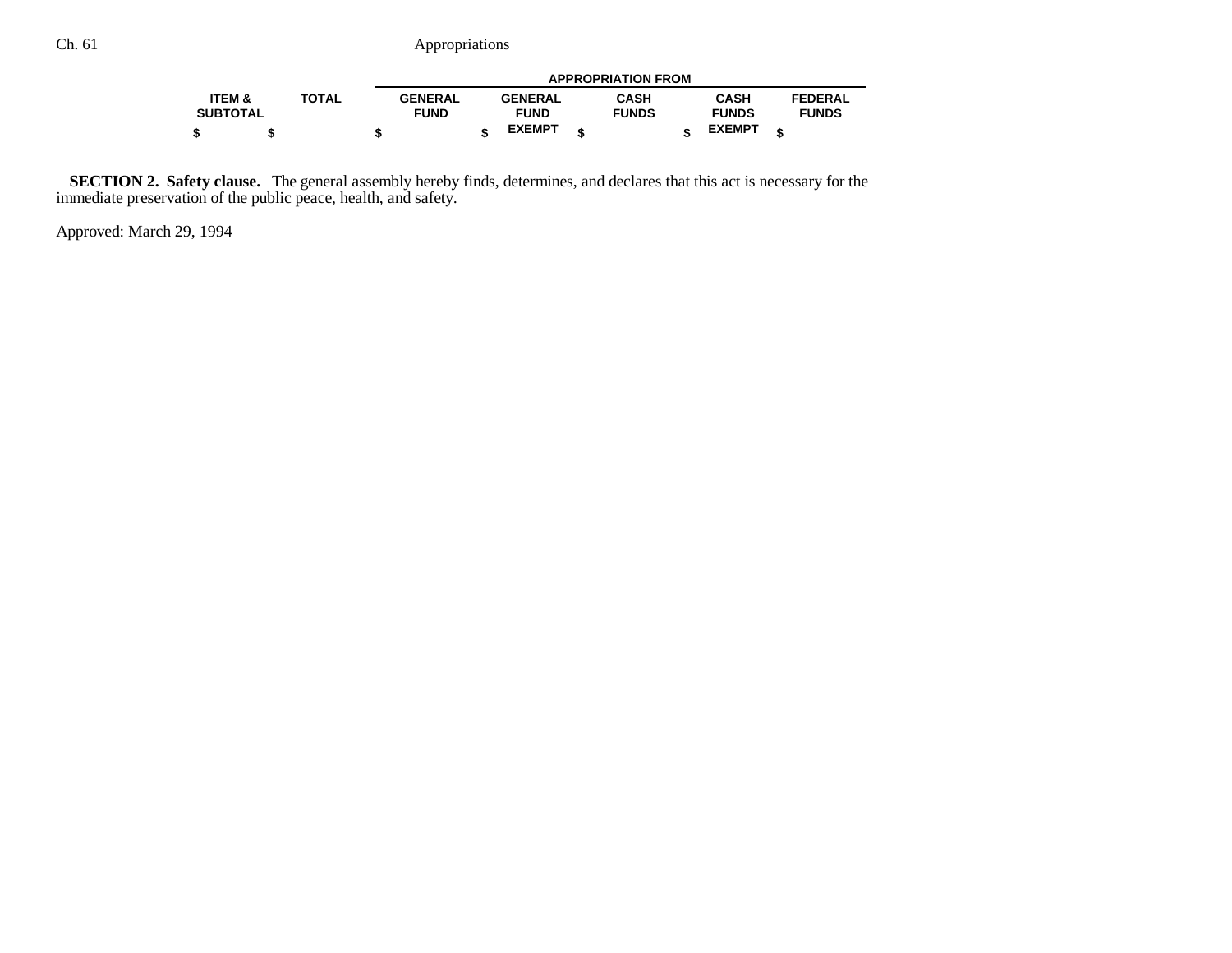| ITEM & SUBTOTAL | TOTAL | APPROPRIATION FROM GENERAL FUND | GENERAL FUND EXEMPT | CASH FUNDS | CASH FUNDS EXEMPT | FEDERAL FUNDS |
|---|---|---|---|---|---|---|
| $ | $ | $ | $ | $ | $ | $ |

**SECTION 2. Safety clause.** The general assembly hereby finds, determines, and declares that this act is necessary for the immediate preservation of the public peace, health, and safety.

Approved: March 29, 1994